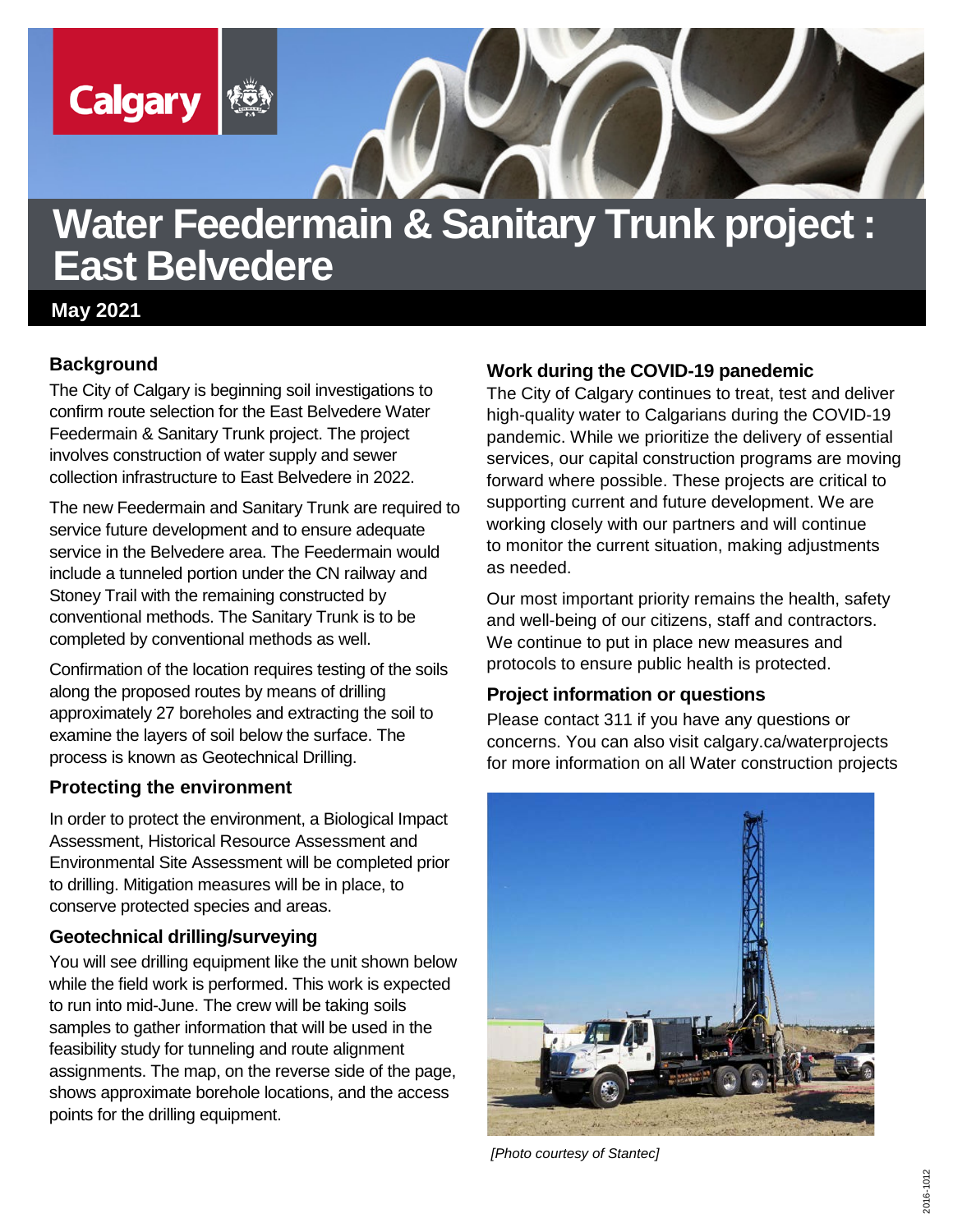Calgary

# Water Feedermain & Sanitary Trunk project : East Belvedere

**May 2021**

## Background

The City of Calgary is beginning soil investigations to confirm route selection for the East Belvedere Water Feedermain & Sanitary Trunk project. The project involves construction of water supply and sewer collection infrastructure to East Belvedere in 2022.

The new Feedermain and Sanitary Trunk are required to service future development and to ensure adequate service in the Belvedere area. The Feedermain would include a tunneled portion under the CN railway and Stoney Trail with the remaining constructed by conventional methods. The Sanitary Trunk is to be completed by conventional methods as well.

Confirmation of the location requires testing of the soils along the proposed routes by means of drilling approximately 27 boreholes and extracting the soil to examine the layers of soil below the surface. The process is known as Geotechnical Drilling.

## Protecting the environment

In order to protect the environment, a Biological Impact Assessment, Historical Resource Assessment and Environmental Site Assessment will be completed prior to drilling. Mitigation measures will be in place, to conserve protected species and areas.

## Geotechnical drilling/surveying

You will see drilling equipment like the unit shown below while the field work is performed. This work is expected to run into mid-June. The crew will be taking soils samples to gather information that will be used in the feasibility study for tunneling and route alignment assignments. The map, on the reverse side of the page, shows approximate borehole locations, and the access points for the drilling equipment.

## Work during the COVID-19 panedemic

The City of Calgary continues to treat, test and deliver high-quality water to Calgarians during the COVID-19 pandemic. While we prioritize the delivery of essential services, our capital construction programs are moving forward where possible. These projects are critical to supporting current and future development. We are working closely with our partners and will continue to monitor the current situation, making adjustments as needed.

Our most important priority remains the health, safety and well-being of our citizens, staff and contractors. We continue to put in place new measures and protocols to ensure public health is protected.

## Project information or questions

Please contact 311 if you have any questions or concerns. You can also visit calgary.ca/waterprojects for more information on all Water construction projects

*[Photo courtesy of Stantec]*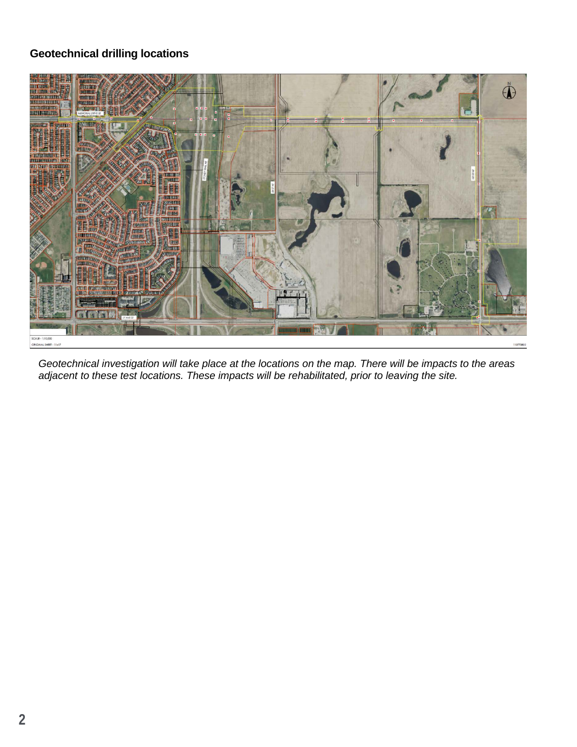**Geotechnical drilling locations**

*Geotechnical investigation will take place at the locations on the map. There will be impacts to the areas adjacent to these test locations. These impacts will be rehabilitated, prior to leaving the site.*